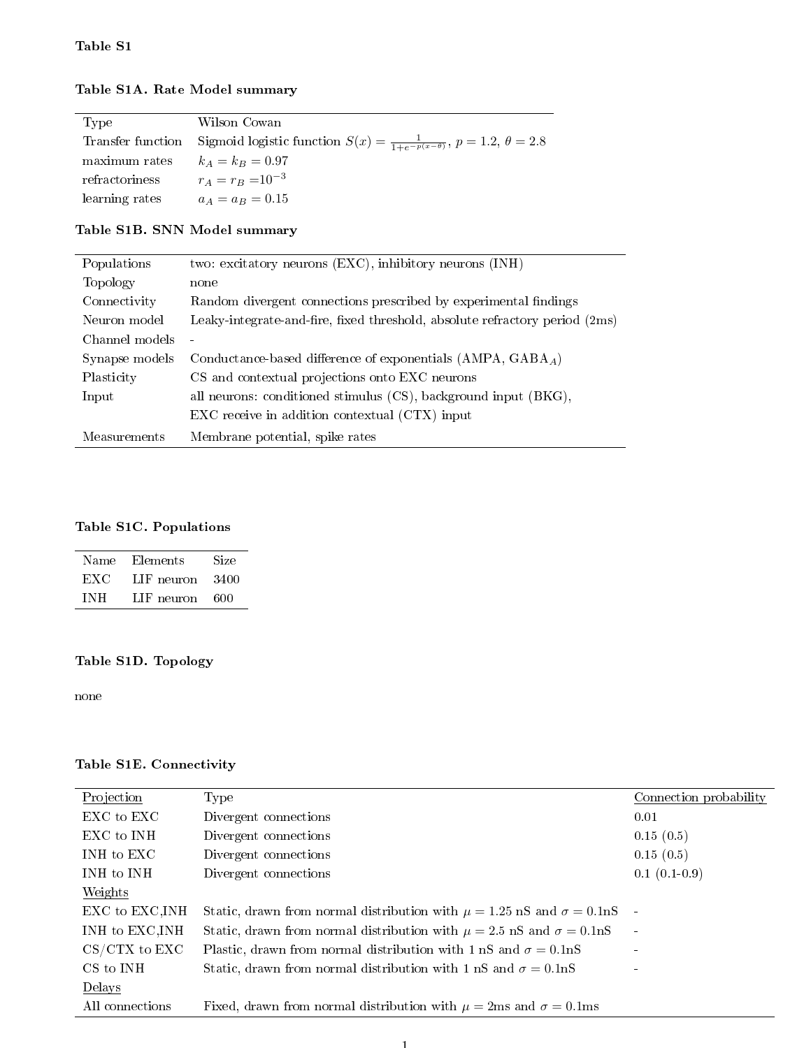**Table S1**

**Table S1A. Rate Model summary**

| | |
|---|---|
| Type | Wilson Cowan |
| Transfer function | Sigmoid logistic function $S(x) = \frac{1}{1+e^{-p(x-\theta)}}$, $p = 1.2$, $\theta = 2.8$ |
| maximum rates | $k_A = k_B = 0.97$ |
| refractoriness | $r_A = r_B = 10^{-3}$ |
| learning rates | $a_A = a_B = 0.15$ |

**Table S1B. SNN Model summary**

| | |
|---|---|
| Populations | two: excitatory neurons (EXC), inhibitory neurons (INH) |
| Topology | none |
| Connectivity | Random divergent connections prescribed by experimental findings |
| Neuron model | Leaky-integrate-and-fire, fixed threshold, absolute refractory period (2ms) |
| Channel models | - |
| Synapse models | Conductance-based difference of exponentials (AMPA, GABA$_A$) |
| Plasticity | CS and contextual projections onto EXC neurons |
| Input | all neurons: conditioned stimulus (CS), background input (BKG), EXC receive in addition contextual (CTX) input |
| Measurements | Membrane potential, spike rates |

**Table S1C. Populations**

| Name | Elements | Size |
|---|---|---|
| EXC | LIF neuron | 3400 |
| INH | LIF neuron | 600 |

**Table S1D. Topology**

none

**Table S1E. Connectivity**

| Projection | Type | Connection probability |
|---|---|---|
| EXC to EXC | Divergent connections | 0.01 |
| EXC to INH | Divergent connections | 0.15 (0.5) |
| INH to EXC | Divergent connections | 0.15 (0.5) |
| INH to INH | Divergent connections | 0.1 (0.1-0.9) |
| Weights | | |
| EXC to EXC,INH | Static, drawn from normal distribution with $\mu = 1.25$ nS and $\sigma = 0.1$nS | - |
| INH to EXC,INH | Static, drawn from normal distribution with $\mu = 2.5$ nS and $\sigma = 0.1$nS | - |
| CS/CTX to EXC | Plastic, drawn from normal distribution with 1 nS and $\sigma = 0.1$nS | - |
| CS to INH | Static, drawn from normal distribution with 1 nS and $\sigma = 0.1$nS | - |
| Delays | | |
| All connections | Fixed, drawn from normal distribution with $\mu = 2$ms and $\sigma = 0.1$ms | |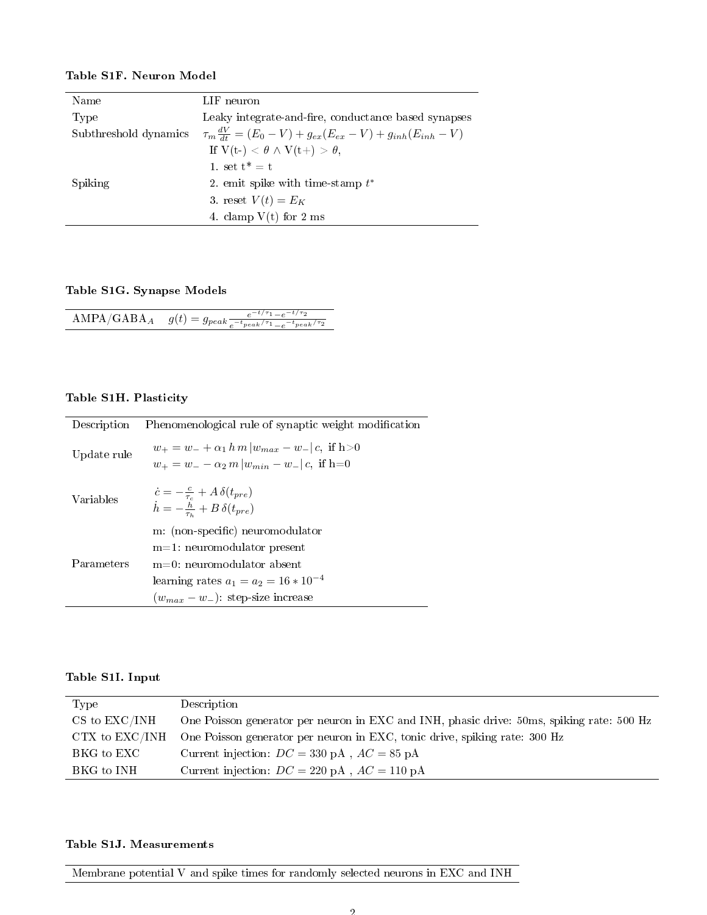**Table S1F. Neuron Model**

| Name | LIF neuron |
|---|---|
| Type | Leaky integrate-and-fire, conductance based synapses |
| Subthreshold dynamics | $\tau_m \frac{dV}{dt} = (E_0 - V) + g_{ex}(E_{ex} - V) + g_{inh}(E_{inh} - V)$ |
| Spiking | If V(t-) $< \theta \wedge$ V(t+) $> \theta$,<br>1. set t* = t<br>2. emit spike with time-stamp $t^*$<br>3. reset $V(t) = E_K$<br>4. clamp V(t) for 2 ms |

**Table S1G. Synapse Models**

| | |
|---|---|
| AMPA/GABA$_A$ | $g(t) = g_{peak} \frac{e^{-t/\tau_1} - e^{-t/\tau_2}}{e^{-t_{peak}/\tau_1} - e^{-t_{peak}/\tau_2}}$ |

**Table S1H. Plasticity**

| Description | Phenomenological rule of synaptic weight modification |
|---|---|
| Update rule | $w_+ = w_- + \alpha_1 \, h \, m \, \lvert w_{max} - w_- \rvert \, c$, if h>0<br>$w_+ = w_- - \alpha_2 \, m \, \lvert w_{min} - w_- \rvert \, c$, if h=0 |
| Variables | $\dot{c} = -\frac{c}{\tau_c} + A \, \delta(t_{pre})$<br>$\dot{h} = -\frac{h}{\tau_h} + B \, \delta(t_{pre})$ |
| Parameters | m: (non-specific) neuromodulator<br>m=1: neuromodulator present<br>m=0: neuromodulator absent<br>learning rates $a_1 = a_2 = 16 * 10^{-4}$<br>$(w_{max} - w_-)$: step-size increase |

**Table S1I. Input**

| Type | Description |
|---|---|
| CS to EXC/INH | One Poisson generator per neuron in EXC and INH, phasic drive: 50ms, spiking rate: 500 Hz |
| CTX to EXC/INH | One Poisson generator per neuron in EXC, tonic drive, spiking rate: 300 Hz |
| BKG to EXC | Current injection: $DC = 330$ pA , $AC = 85$ pA |
| BKG to INH | Current injection: $DC = 220$ pA , $AC = 110$ pA |

**Table S1J. Measurements**

| Membrane potential V and spike times for randomly selected neurons in EXC and INH |
|---|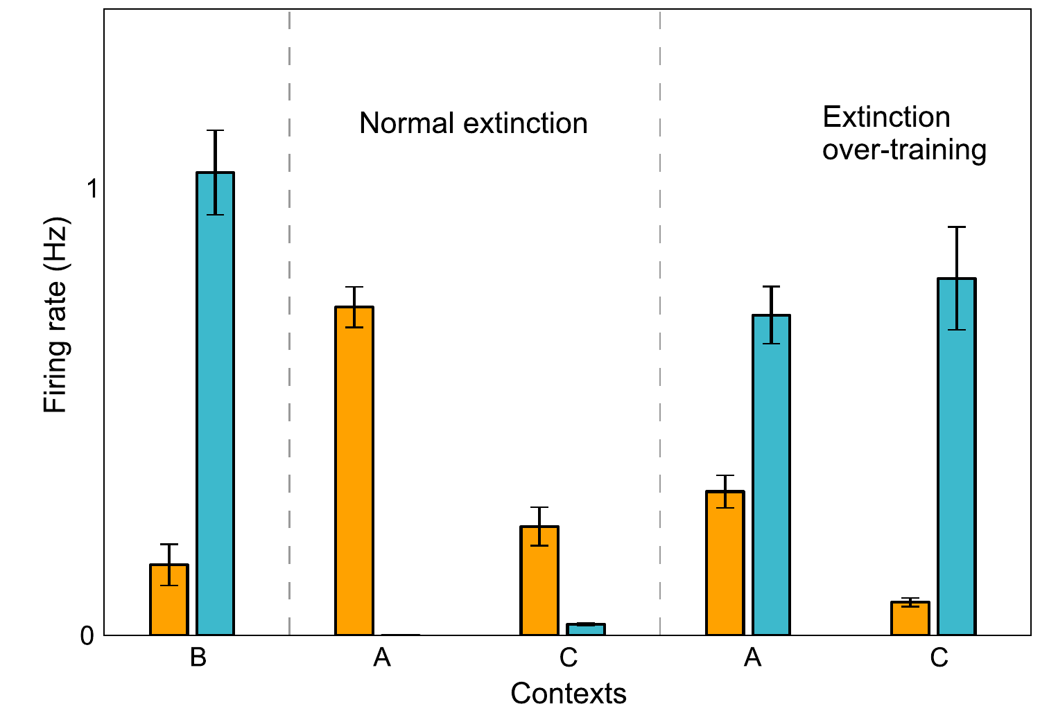Normal extinction

Extinction over-training

Firing rate (Hz)

Contexts

B A C A C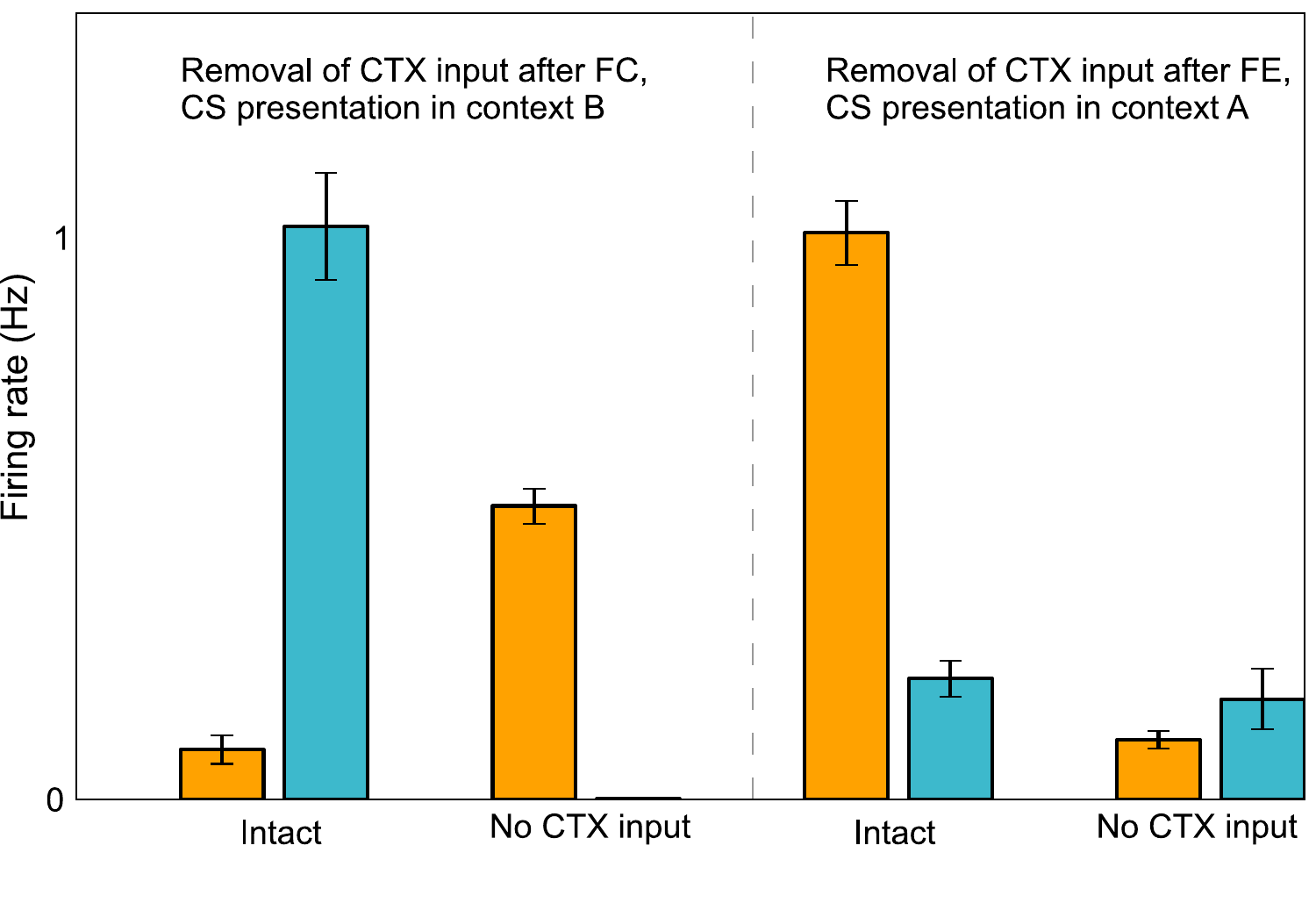Removal of CTX input after FC,
CS presentation in context B

Removal of CTX input after FE,
CS presentation in context A

Firing rate (Hz)

1

0

Intact

No CTX input

Intact

No CTX input